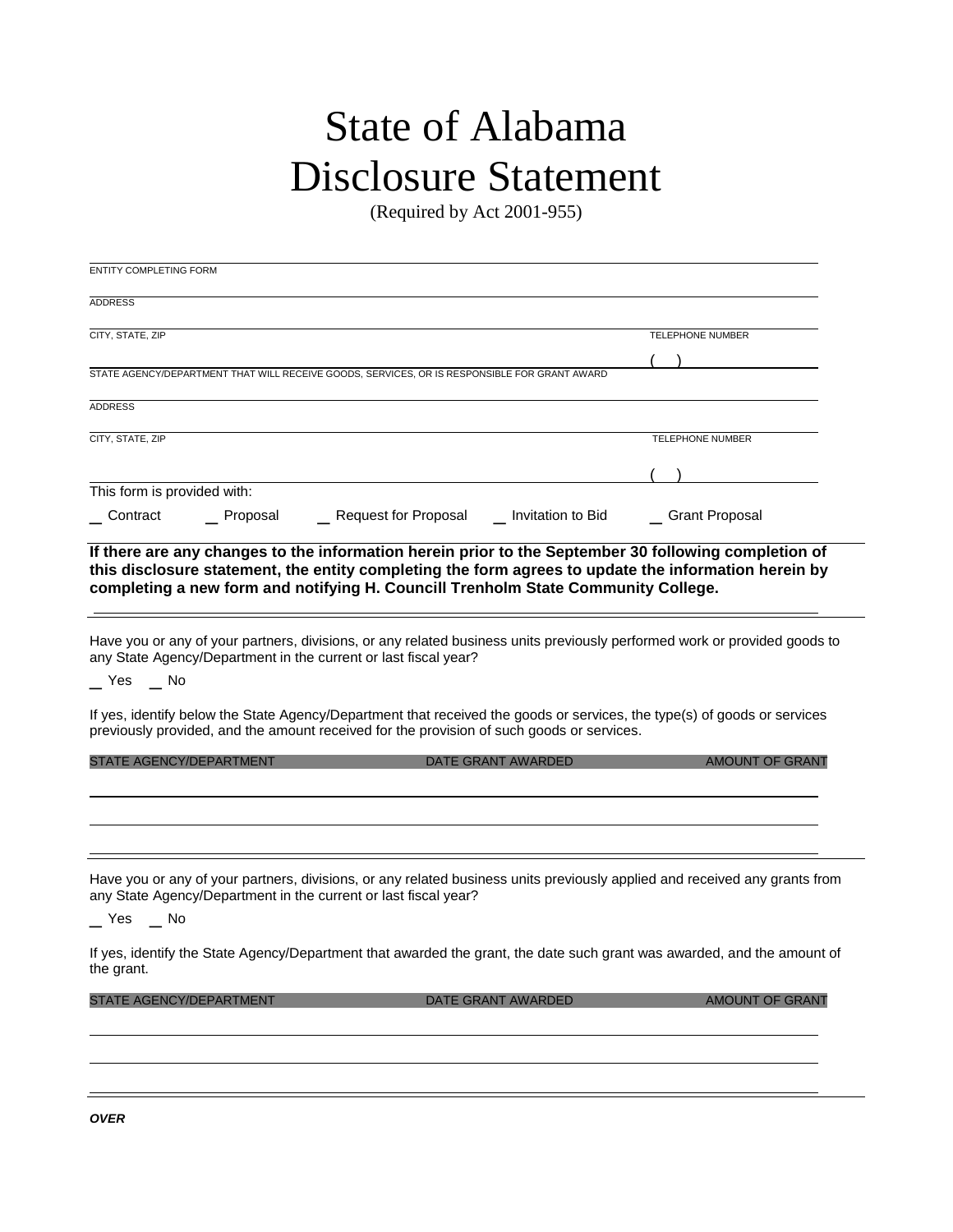# State of Alabama
# Disclosure Statement

(Required by Act 2001-955)

ENTITY COMPLETING FORM

ADDRESS

CITY, STATE, ZIP | TELEPHONE NUMBER ( )

STATE AGENCY/DEPARTMENT THAT WILL RECEIVE GOODS, SERVICES, OR IS RESPONSIBLE FOR GRANT AWARD

ADDRESS

CITY, STATE, ZIP | TELEPHONE NUMBER ( )

This form is provided with:

_ Contract _ Proposal _ Request for Proposal _ Invitation to Bid _ Grant Proposal

**If there are any changes to the information herein prior to the September 30 following completion of this disclosure statement, the entity completing the form agrees to update the information herein by completing a new form and notifying H. Councill Trenholm State Community College.**

Have you or any of your partners, divisions, or any related business units previously performed work or provided goods to any State Agency/Department in the current or last fiscal year?

_ Yes _ No

If yes, identify below the State Agency/Department that received the goods or services, the type(s) of goods or services previously provided, and the amount received for the provision of such goods or services.

| STATE AGENCY/DEPARTMENT | DATE GRANT AWARDED | AMOUNT OF GRANT |
|---|---|---|
| | | |
| | | |
| | | |

Have you or any of your partners, divisions, or any related business units previously applied and received any grants from any State Agency/Department in the current or last fiscal year?

_ Yes _ No

If yes, identify the State Agency/Department that awarded the grant, the date such grant was awarded, and the amount of the grant.

| STATE AGENCY/DEPARTMENT | DATE GRANT AWARDED | AMOUNT OF GRANT |
|---|---|---|
| | | |
| | | |
| | | |

***OVER***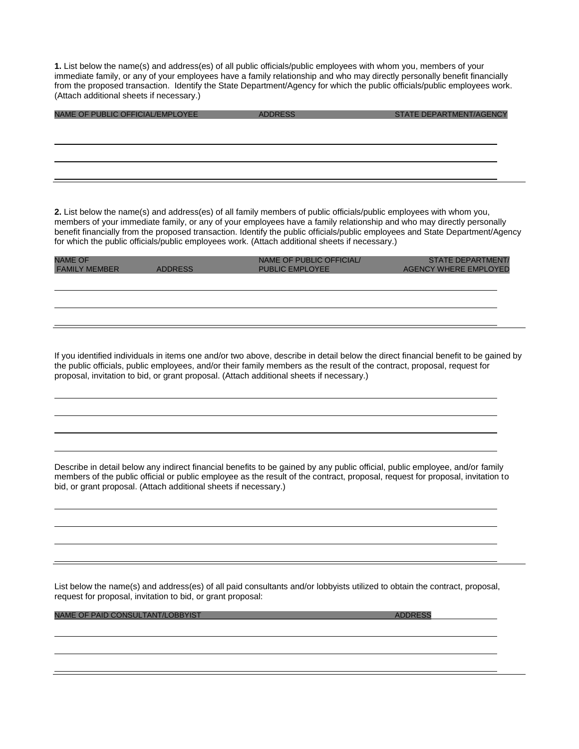**1.** List below the name(s) and address(es) of all public officials/public employees with whom you, members of your immediate family, or any of your employees have a family relationship and who may directly personally benefit financially from the proposed transaction. Identify the State Department/Agency for which the public officials/public employees work. (Attach additional sheets if necessary.)

| NAME OF PUBLIC OFFICIAL/EMPLOYEE | ADDRESS | STATE DEPARTMENT/AGENCY |
|---|---|---|
| | | |
| | | |
| | | |

**2.** List below the name(s) and address(es) of all family members of public officials/public employees with whom you, members of your immediate family, or any of your employees have a family relationship and who may directly personally benefit financially from the proposed transaction. Identify the public officials/public employees and State Department/Agency for which the public officials/public employees work. (Attach additional sheets if necessary.)

| NAME OF FAMILY MEMBER | ADDRESS | NAME OF PUBLIC OFFICIAL/ PUBLIC EMPLOYEE | STATE DEPARTMENT/ AGENCY WHERE EMPLOYED |
|---|---|---|---|
| | | | |
| | | | |
| | | | |

If you identified individuals in items one and/or two above, describe in detail below the direct financial benefit to be gained by the public officials, public employees, and/or their family members as the result of the contract, proposal, request for proposal, invitation to bid, or grant proposal. (Attach additional sheets if necessary.)

\_\_\_\_\_\_\_\_\_\_\_\_\_\_\_\_\_\_\_\_\_\_\_\_\_\_\_\_\_\_\_\_\_\_\_\_\_\_\_\_\_\_\_\_\_\_\_\_\_\_\_\_\_\_\_\_\_\_\_\_

\_\_\_\_\_\_\_\_\_\_\_\_\_\_\_\_\_\_\_\_\_\_\_\_\_\_\_\_\_\_\_\_\_\_\_\_\_\_\_\_\_\_\_\_\_\_\_\_\_\_\_\_\_\_\_\_\_\_\_\_

\_\_\_\_\_\_\_\_\_\_\_\_\_\_\_\_\_\_\_\_\_\_\_\_\_\_\_\_\_\_\_\_\_\_\_\_\_\_\_\_\_\_\_\_\_\_\_\_\_\_\_\_\_\_\_\_\_\_\_\_

\_\_\_\_\_\_\_\_\_\_\_\_\_\_\_\_\_\_\_\_\_\_\_\_\_\_\_\_\_\_\_\_\_\_\_\_\_\_\_\_\_\_\_\_\_\_\_\_\_\_\_\_\_\_\_\_\_\_\_\_

Describe in detail below any indirect financial benefits to be gained by any public official, public employee, and/or family members of the public official or public employee as the result of the contract, proposal, request for proposal, invitation to bid, or grant proposal. (Attach additional sheets if necessary.)

\_\_\_\_\_\_\_\_\_\_\_\_\_\_\_\_\_\_\_\_\_\_\_\_\_\_\_\_\_\_\_\_\_\_\_\_\_\_\_\_\_\_\_\_\_\_\_\_\_\_\_\_\_\_\_\_\_\_\_\_

\_\_\_\_\_\_\_\_\_\_\_\_\_\_\_\_\_\_\_\_\_\_\_\_\_\_\_\_\_\_\_\_\_\_\_\_\_\_\_\_\_\_\_\_\_\_\_\_\_\_\_\_\_\_\_\_\_\_\_\_

\_\_\_\_\_\_\_\_\_\_\_\_\_\_\_\_\_\_\_\_\_\_\_\_\_\_\_\_\_\_\_\_\_\_\_\_\_\_\_\_\_\_\_\_\_\_\_\_\_\_\_\_\_\_\_\_\_\_\_\_

\_\_\_\_\_\_\_\_\_\_\_\_\_\_\_\_\_\_\_\_\_\_\_\_\_\_\_\_\_\_\_\_\_\_\_\_\_\_\_\_\_\_\_\_\_\_\_\_\_\_\_\_\_\_\_\_\_\_\_\_

List below the name(s) and address(es) of all paid consultants and/or lobbyists utilized to obtain the contract, proposal, request for proposal, invitation to bid, or grant proposal:

| NAME OF PAID CONSULTANT/LOBBYIST | ADDRESS |
|---|---|
| | |
| | |
| | |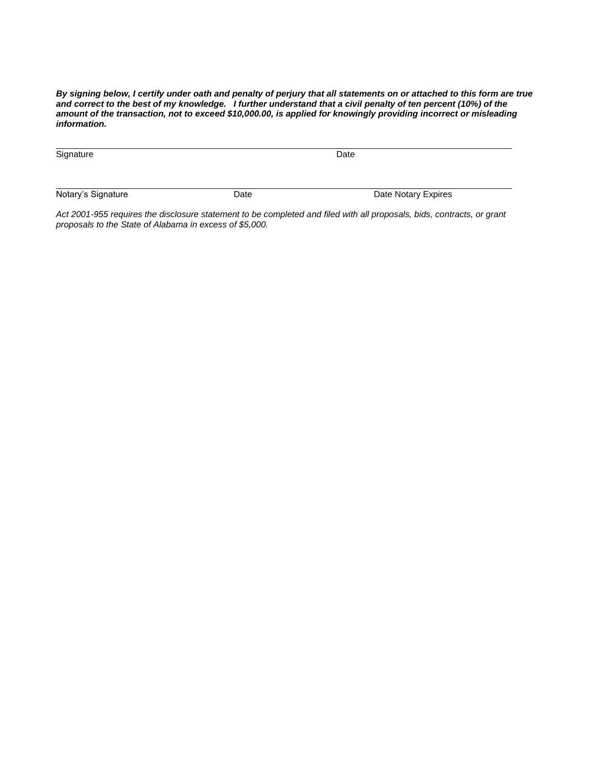***By signing below, I certify under oath and penalty of perjury that all statements on or attached to this form are true and correct to the best of my knowledge. I further understand that a civil penalty of ten percent (10%) of the amount of the transaction, not to exceed $10,000.00, is applied for knowingly providing incorrect or misleading information.***

Signature Date

Notary's Signature Date Date Notary Expires

*Act 2001-955 requires the disclosure statement to be completed and filed with all proposals, bids, contracts, or grant proposals to the State of Alabama in excess of $5,000.*